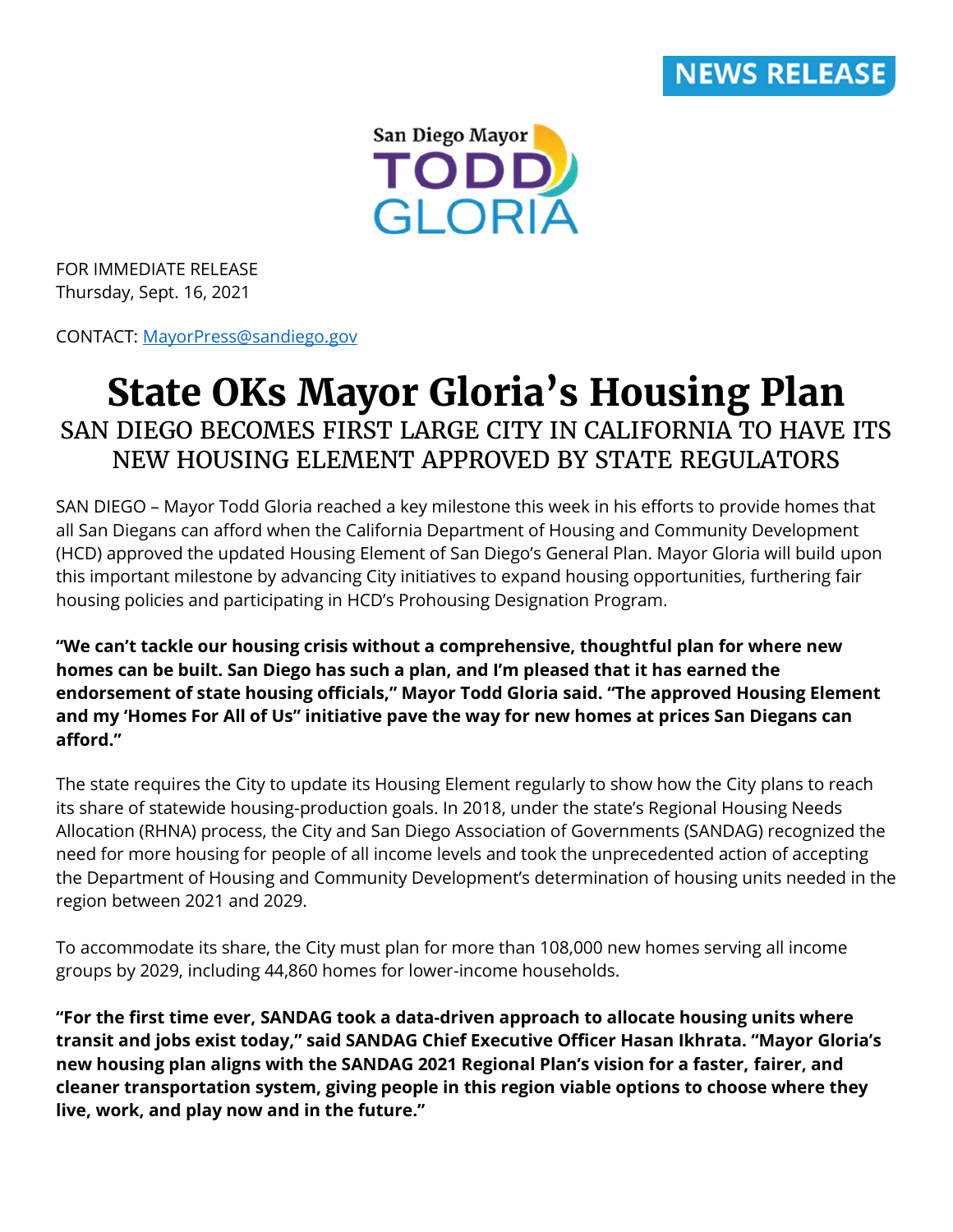NEWS RELEASE

San Diego Mayor TODD GLORIA

FOR IMMEDIATE RELEASE
Thursday, Sept. 16, 2021

CONTACT: [MayorPress@sandiego.gov](mailto:MayorPress@sandiego.gov)

# State OKs Mayor Gloria's Housing Plan

## SAN DIEGO BECOMES FIRST LARGE CITY IN CALIFORNIA TO HAVE ITS NEW HOUSING ELEMENT APPROVED BY STATE REGULATORS

SAN DIEGO – Mayor Todd Gloria reached a key milestone this week in his efforts to provide homes that all San Diegans can afford when the California Department of Housing and Community Development (HCD) approved the updated Housing Element of San Diego's General Plan. Mayor Gloria will build upon this important milestone by advancing City initiatives to expand housing opportunities, furthering fair housing policies and participating in HCD's Prohousing Designation Program.

**"We can't tackle our housing crisis without a comprehensive, thoughtful plan for where new homes can be built. San Diego has such a plan, and I'm pleased that it has earned the endorsement of state housing officials," Mayor Todd Gloria said. "The approved Housing Element and my 'Homes For All of Us" initiative pave the way for new homes at prices San Diegans can afford."**

The state requires the City to update its Housing Element regularly to show how the City plans to reach its share of statewide housing-production goals. In 2018, under the state's Regional Housing Needs Allocation (RHNA) process, the City and San Diego Association of Governments (SANDAG) recognized the need for more housing for people of all income levels and took the unprecedented action of accepting the Department of Housing and Community Development's determination of housing units needed in the region between 2021 and 2029.

To accommodate its share, the City must plan for more than 108,000 new homes serving all income groups by 2029, including 44,860 homes for lower-income households.

**"For the first time ever, SANDAG took a data-driven approach to allocate housing units where transit and jobs exist today," said SANDAG Chief Executive Officer Hasan Ikhrata. "Mayor Gloria's new housing plan aligns with the SANDAG 2021 Regional Plan's vision for a faster, fairer, and cleaner transportation system, giving people in this region viable options to choose where they live, work, and play now and in the future."**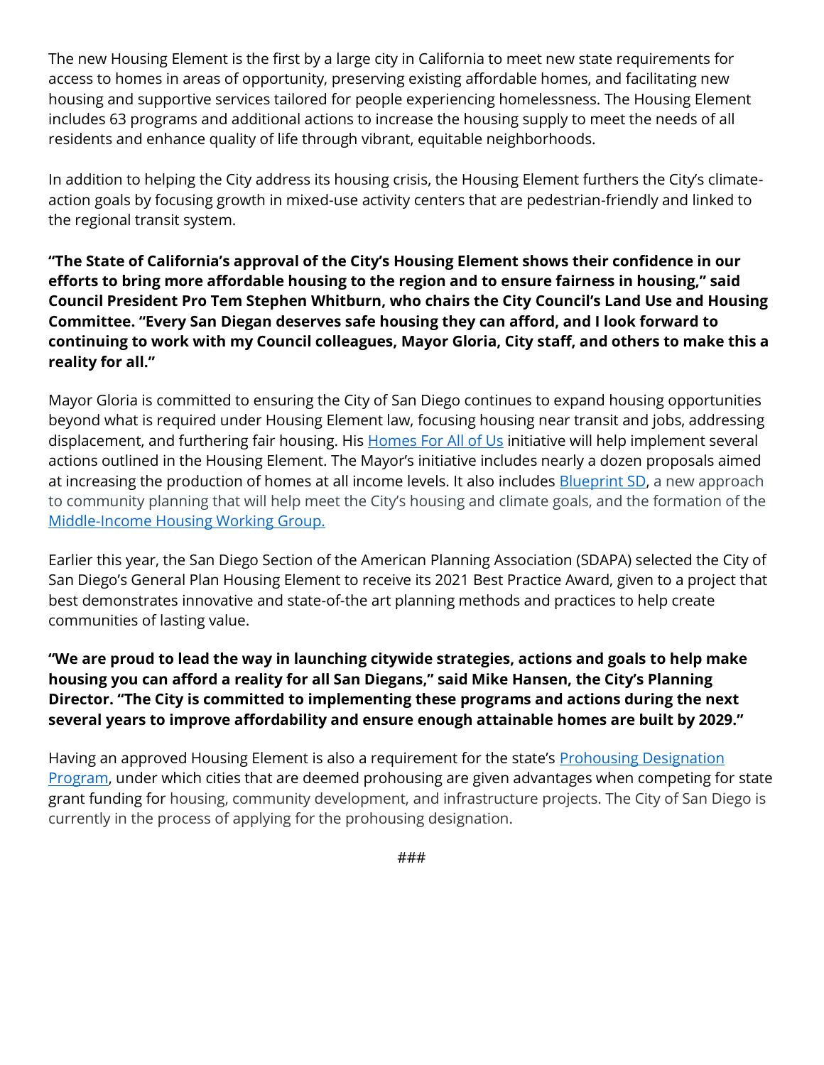The new Housing Element is the first by a large city in California to meet new state requirements for access to homes in areas of opportunity, preserving existing affordable homes, and facilitating new housing and supportive services tailored for people experiencing homelessness. The Housing Element includes 63 programs and additional actions to increase the housing supply to meet the needs of all residents and enhance quality of life through vibrant, equitable neighborhoods.

In addition to helping the City address its housing crisis, the Housing Element furthers the City's climate-action goals by focusing growth in mixed-use activity centers that are pedestrian-friendly and linked to the regional transit system.

**"The State of California's approval of the City's Housing Element shows their confidence in our efforts to bring more affordable housing to the region and to ensure fairness in housing," said Council President Pro Tem Stephen Whitburn, who chairs the City Council's Land Use and Housing Committee. "Every San Diegan deserves safe housing they can afford, and I look forward to continuing to work with my Council colleagues, Mayor Gloria, City staff, and others to make this a reality for all."**

Mayor Gloria is committed to ensuring the City of San Diego continues to expand housing opportunities beyond what is required under Housing Element law, focusing housing near transit and jobs, addressing displacement, and furthering fair housing. His Homes For All of Us initiative will help implement several actions outlined in the Housing Element. The Mayor's initiative includes nearly a dozen proposals aimed at increasing the production of homes at all income levels. It also includes Blueprint SD, a new approach to community planning that will help meet the City's housing and climate goals, and the formation of the Middle-Income Housing Working Group.

Earlier this year, the San Diego Section of the American Planning Association (SDAPA) selected the City of San Diego's General Plan Housing Element to receive its 2021 Best Practice Award, given to a project that best demonstrates innovative and state-of-the art planning methods and practices to help create communities of lasting value.

**"We are proud to lead the way in launching citywide strategies, actions and goals to help make housing you can afford a reality for all San Diegans," said Mike Hansen, the City's Planning Director. "The City is committed to implementing these programs and actions during the next several years to improve affordability and ensure enough attainable homes are built by 2029."**

Having an approved Housing Element is also a requirement for the state's Prohousing Designation Program, under which cities that are deemed prohousing are given advantages when competing for state grant funding for housing, community development, and infrastructure projects. The City of San Diego is currently in the process of applying for the prohousing designation.

###